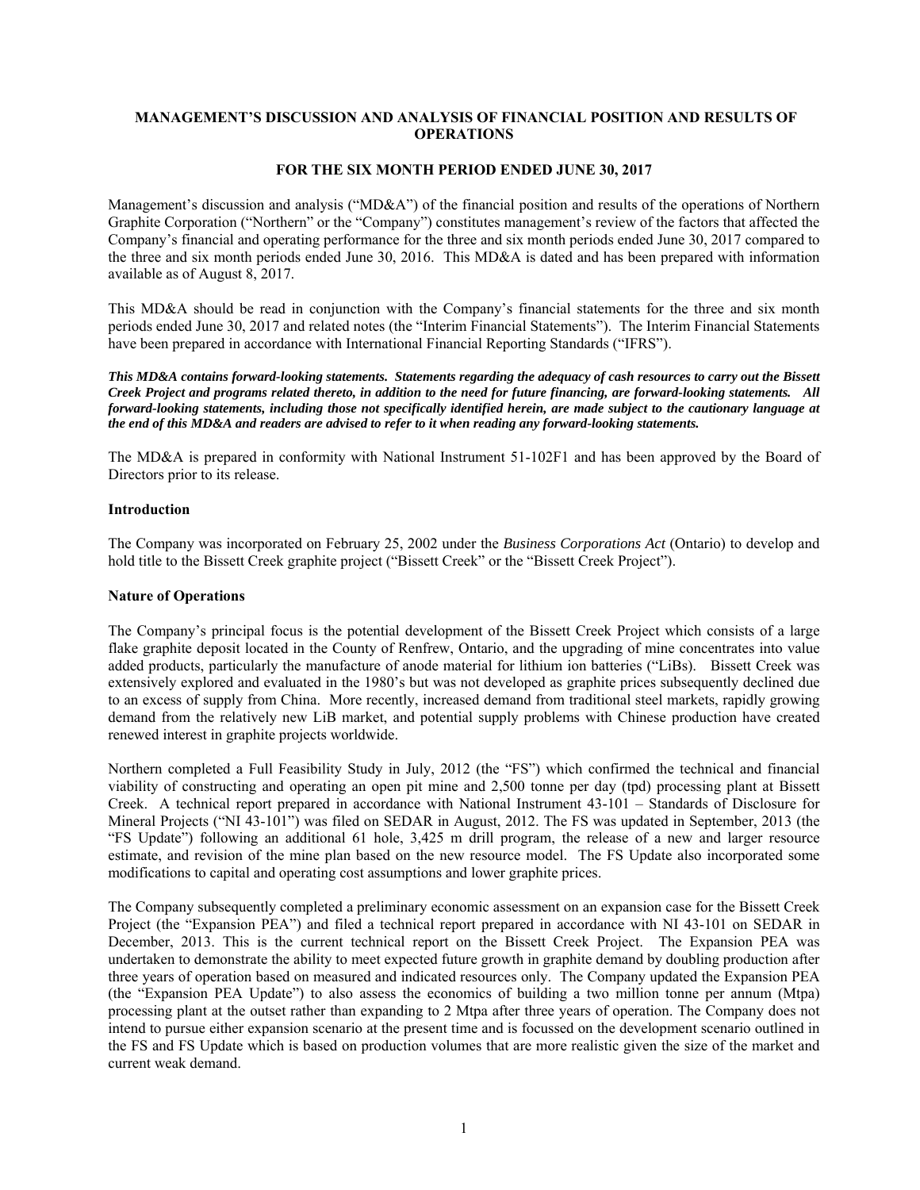# MANAGEMENT'S DISCUSSION AND ANALYSIS OF FINANCIAL POSITION AND RESULTS OF OPERATIONS

## FOR THE SIX MONTH PERIOD ENDED JUNE 30, 2017

Management's discussion and analysis ("MD&A") of the financial position and results of the operations of Northern Graphite Corporation ("Northern" or the "Company") constitutes management's review of the factors that affected the Company's financial and operating performance for the three and six month periods ended June 30, 2017 compared to the three and six month periods ended June 30, 2016. This MD&A is dated and has been prepared with information available as of August 8, 2017.

This MD&A should be read in conjunction with the Company's financial statements for the three and six month periods ended June 30, 2017 and related notes (the "Interim Financial Statements"). The Interim Financial Statements have been prepared in accordance with International Financial Reporting Standards ("IFRS").

***This MD&A contains forward-looking statements. Statements regarding the adequacy of cash resources to carry out the Bissett Creek Project and programs related thereto, in addition to the need for future financing, are forward-looking statements. All forward-looking statements, including those not specifically identified herein, are made subject to the cautionary language at the end of this MD&A and readers are advised to refer to it when reading any forward-looking statements.***

The MD&A is prepared in conformity with National Instrument 51-102F1 and has been approved by the Board of Directors prior to its release.

### Introduction

The Company was incorporated on February 25, 2002 under the *Business Corporations Act* (Ontario) to develop and hold title to the Bissett Creek graphite project ("Bissett Creek" or the "Bissett Creek Project").

### Nature of Operations

The Company's principal focus is the potential development of the Bissett Creek Project which consists of a large flake graphite deposit located in the County of Renfrew, Ontario, and the upgrading of mine concentrates into value added products, particularly the manufacture of anode material for lithium ion batteries ("LiBs). Bissett Creek was extensively explored and evaluated in the 1980's but was not developed as graphite prices subsequently declined due to an excess of supply from China. More recently, increased demand from traditional steel markets, rapidly growing demand from the relatively new LiB market, and potential supply problems with Chinese production have created renewed interest in graphite projects worldwide.

Northern completed a Full Feasibility Study in July, 2012 (the "FS") which confirmed the technical and financial viability of constructing and operating an open pit mine and 2,500 tonne per day (tpd) processing plant at Bissett Creek. A technical report prepared in accordance with National Instrument 43-101 – Standards of Disclosure for Mineral Projects ("NI 43-101") was filed on SEDAR in August, 2012. The FS was updated in September, 2013 (the "FS Update") following an additional 61 hole, 3,425 m drill program, the release of a new and larger resource estimate, and revision of the mine plan based on the new resource model. The FS Update also incorporated some modifications to capital and operating cost assumptions and lower graphite prices.

The Company subsequently completed a preliminary economic assessment on an expansion case for the Bissett Creek Project (the "Expansion PEA") and filed a technical report prepared in accordance with NI 43-101 on SEDAR in December, 2013. This is the current technical report on the Bissett Creek Project. The Expansion PEA was undertaken to demonstrate the ability to meet expected future growth in graphite demand by doubling production after three years of operation based on measured and indicated resources only. The Company updated the Expansion PEA (the "Expansion PEA Update") to also assess the economics of building a two million tonne per annum (Mtpa) processing plant at the outset rather than expanding to 2 Mtpa after three years of operation. The Company does not intend to pursue either expansion scenario at the present time and is focussed on the development scenario outlined in the FS and FS Update which is based on production volumes that are more realistic given the size of the market and current weak demand.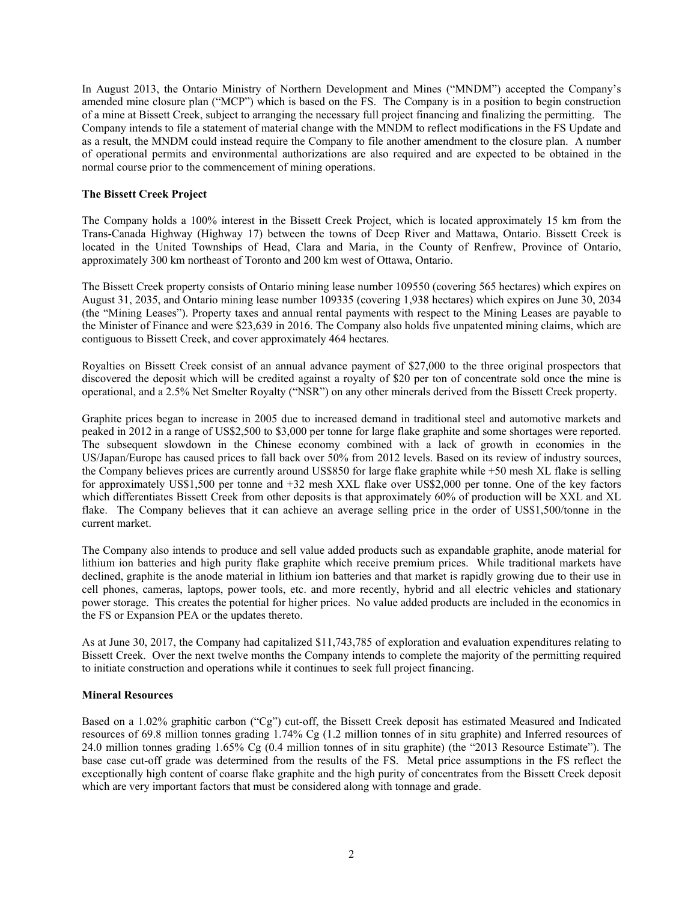In August 2013, the Ontario Ministry of Northern Development and Mines ("MNDM") accepted the Company's amended mine closure plan ("MCP") which is based on the FS. The Company is in a position to begin construction of a mine at Bissett Creek, subject to arranging the necessary full project financing and finalizing the permitting. The Company intends to file a statement of material change with the MNDM to reflect modifications in the FS Update and as a result, the MNDM could instead require the Company to file another amendment to the closure plan. A number of operational permits and environmental authorizations are also required and are expected to be obtained in the normal course prior to the commencement of mining operations.

**The Bissett Creek Project**

The Company holds a 100% interest in the Bissett Creek Project, which is located approximately 15 km from the Trans-Canada Highway (Highway 17) between the towns of Deep River and Mattawa, Ontario. Bissett Creek is located in the United Townships of Head, Clara and Maria, in the County of Renfrew, Province of Ontario, approximately 300 km northeast of Toronto and 200 km west of Ottawa, Ontario.

The Bissett Creek property consists of Ontario mining lease number 109550 (covering 565 hectares) which expires on August 31, 2035, and Ontario mining lease number 109335 (covering 1,938 hectares) which expires on June 30, 2034 (the "Mining Leases"). Property taxes and annual rental payments with respect to the Mining Leases are payable to the Minister of Finance and were $23,639 in 2016. The Company also holds five unpatented mining claims, which are contiguous to Bissett Creek, and cover approximately 464 hectares.

Royalties on Bissett Creek consist of an annual advance payment of $27,000 to the three original prospectors that discovered the deposit which will be credited against a royalty of $20 per ton of concentrate sold once the mine is operational, and a 2.5% Net Smelter Royalty ("NSR") on any other minerals derived from the Bissett Creek property.

Graphite prices began to increase in 2005 due to increased demand in traditional steel and automotive markets and peaked in 2012 in a range of US$2,500 to $3,000 per tonne for large flake graphite and some shortages were reported. The subsequent slowdown in the Chinese economy combined with a lack of growth in economies in the US/Japan/Europe has caused prices to fall back over 50% from 2012 levels. Based on its review of industry sources, the Company believes prices are currently around US$850 for large flake graphite while +50 mesh XL flake is selling for approximately US$1,500 per tonne and +32 mesh XXL flake over US$2,000 per tonne. One of the key factors which differentiates Bissett Creek from other deposits is that approximately 60% of production will be XXL and XL flake. The Company believes that it can achieve an average selling price in the order of US$1,500/tonne in the current market.

The Company also intends to produce and sell value added products such as expandable graphite, anode material for lithium ion batteries and high purity flake graphite which receive premium prices. While traditional markets have declined, graphite is the anode material in lithium ion batteries and that market is rapidly growing due to their use in cell phones, cameras, laptops, power tools, etc. and more recently, hybrid and all electric vehicles and stationary power storage. This creates the potential for higher prices. No value added products are included in the economics in the FS or Expansion PEA or the updates thereto.

As at June 30, 2017, the Company had capitalized $11,743,785 of exploration and evaluation expenditures relating to Bissett Creek. Over the next twelve months the Company intends to complete the majority of the permitting required to initiate construction and operations while it continues to seek full project financing.

**Mineral Resources**

Based on a 1.02% graphitic carbon ("Cg") cut-off, the Bissett Creek deposit has estimated Measured and Indicated resources of 69.8 million tonnes grading 1.74% Cg (1.2 million tonnes of in situ graphite) and Inferred resources of 24.0 million tonnes grading 1.65% Cg (0.4 million tonnes of in situ graphite) (the "2013 Resource Estimate"). The base case cut-off grade was determined from the results of the FS. Metal price assumptions in the FS reflect the exceptionally high content of coarse flake graphite and the high purity of concentrates from the Bissett Creek deposit which are very important factors that must be considered along with tonnage and grade.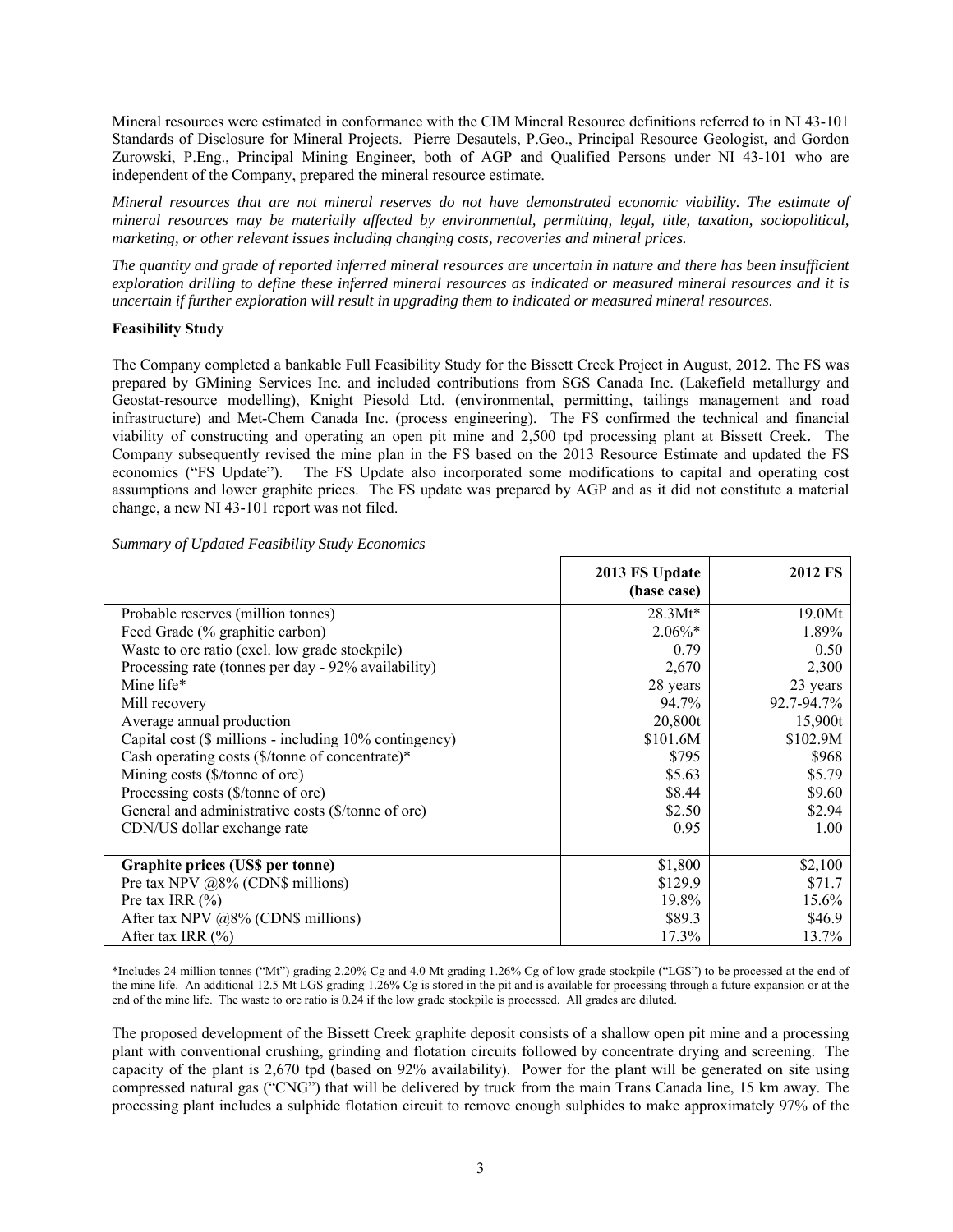Mineral resources were estimated in conformance with the CIM Mineral Resource definitions referred to in NI 43-101 Standards of Disclosure for Mineral Projects. Pierre Desautels, P.Geo., Principal Resource Geologist, and Gordon Zurowski, P.Eng., Principal Mining Engineer, both of AGP and Qualified Persons under NI 43-101 who are independent of the Company, prepared the mineral resource estimate.

*Mineral resources that are not mineral reserves do not have demonstrated economic viability. The estimate of mineral resources may be materially affected by environmental, permitting, legal, title, taxation, sociopolitical, marketing, or other relevant issues including changing costs, recoveries and mineral prices.*

*The quantity and grade of reported inferred mineral resources are uncertain in nature and there has been insufficient exploration drilling to define these inferred mineral resources as indicated or measured mineral resources and it is uncertain if further exploration will result in upgrading them to indicated or measured mineral resources.*

**Feasibility Study**

The Company completed a bankable Full Feasibility Study for the Bissett Creek Project in August, 2012. The FS was prepared by GMining Services Inc. and included contributions from SGS Canada Inc. (Lakefield–metallurgy and Geostat-resource modelling), Knight Piesold Ltd. (environmental, permitting, tailings management and road infrastructure) and Met-Chem Canada Inc. (process engineering). The FS confirmed the technical and financial viability of constructing and operating an open pit mine and 2,500 tpd processing plant at Bissett Creek**.** The Company subsequently revised the mine plan in the FS based on the 2013 Resource Estimate and updated the FS economics ("FS Update"). The FS Update also incorporated some modifications to capital and operating cost assumptions and lower graphite prices. The FS update was prepared by AGP and as it did not constitute a material change, a new NI 43-101 report was not filed.

*Summary of Updated Feasibility Study Economics*

| | 2013 FS Update (base case) | 2012 FS |
|---|---|---|
| Probable reserves (million tonnes) | 28.3Mt* | 19.0Mt |
| Feed Grade (% graphitic carbon) | 2.06%* | 1.89% |
| Waste to ore ratio (excl. low grade stockpile) | 0.79 | 0.50 |
| Processing rate (tonnes per day - 92% availability) | 2,670 | 2,300 |
| Mine life* | 28 years | 23 years |
| Mill recovery | 94.7% | 92.7-94.7% |
| Average annual production | 20,800t | 15,900t |
| Capital cost ($ millions - including 10% contingency) | $101.6M | $102.9M |
| Cash operating costs ($/tonne of concentrate)* | $795 | $968 |
| Mining costs ($/tonne of ore) | $5.63 | $5.79 |
| Processing costs ($/tonne of ore) | $8.44 | $9.60 |
| General and administrative costs ($/tonne of ore) | $2.50 | $2.94 |
| CDN/US dollar exchange rate | 0.95 | 1.00 |
| **Graphite prices (US$ per tonne)** | $1,800 | $2,100 |
| Pre tax NPV @8% (CDN$ millions) | $129.9 | $71.7 |
| Pre tax IRR (%) | 19.8% | 15.6% |
| After tax NPV @8% (CDN$ millions) | $89.3 | $46.9 |
| After tax IRR (%) | 17.3% | 13.7% |

*Includes 24 million tonnes ("Mt") grading 2.20% Cg and 4.0 Mt grading 1.26% Cg of low grade stockpile ("LGS") to be processed at the end of the mine life. An additional 12.5 Mt LGS grading 1.26% Cg is stored in the pit and is available for processing through a future expansion or at the end of the mine life. The waste to ore ratio is 0.24 if the low grade stockpile is processed. All grades are diluted.

The proposed development of the Bissett Creek graphite deposit consists of a shallow open pit mine and a processing plant with conventional crushing, grinding and flotation circuits followed by concentrate drying and screening. The capacity of the plant is 2,670 tpd (based on 92% availability). Power for the plant will be generated on site using compressed natural gas ("CNG") that will be delivered by truck from the main Trans Canada line, 15 km away. The processing plant includes a sulphide flotation circuit to remove enough sulphides to make approximately 97% of the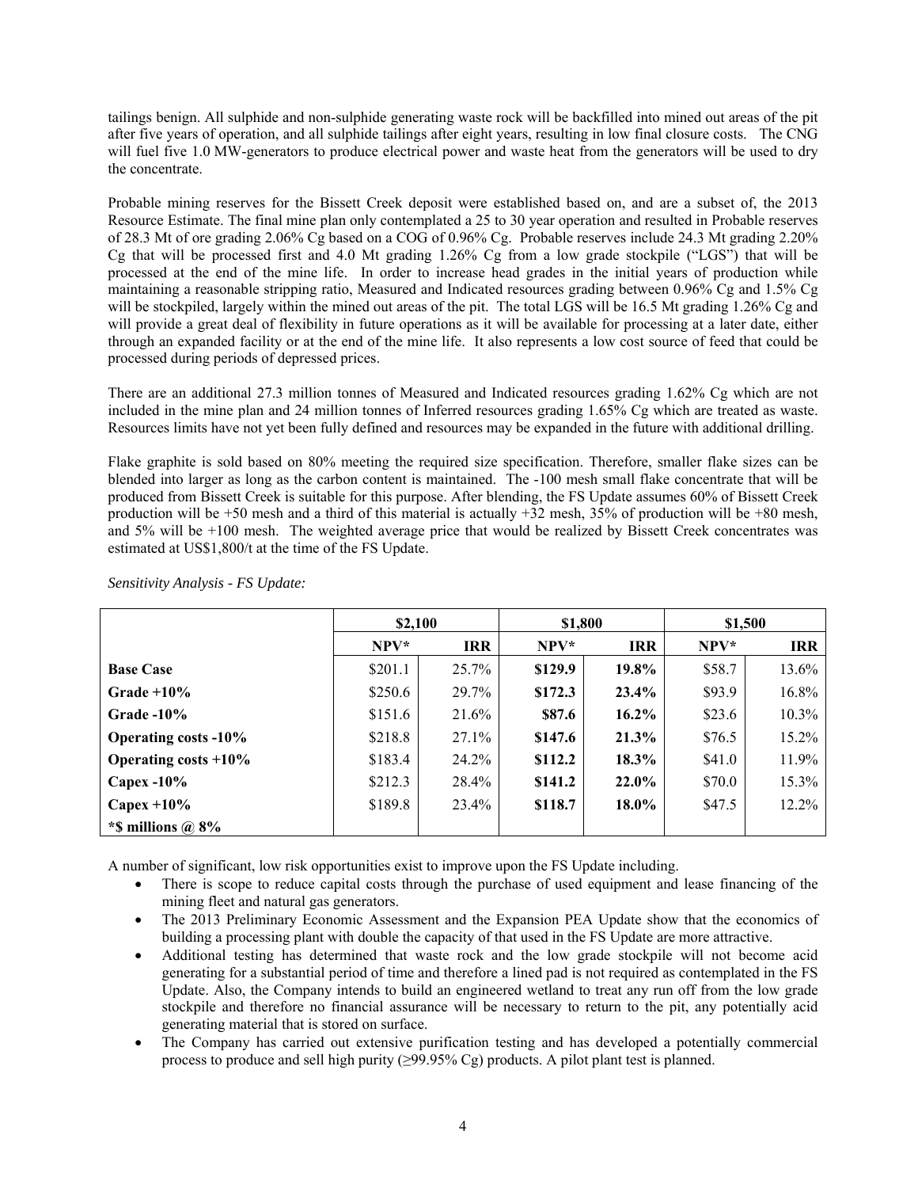tailings benign. All sulphide and non-sulphide generating waste rock will be backfilled into mined out areas of the pit after five years of operation, and all sulphide tailings after eight years, resulting in low final closure costs. The CNG will fuel five 1.0 MW-generators to produce electrical power and waste heat from the generators will be used to dry the concentrate.

Probable mining reserves for the Bissett Creek deposit were established based on, and are a subset of, the 2013 Resource Estimate. The final mine plan only contemplated a 25 to 30 year operation and resulted in Probable reserves of 28.3 Mt of ore grading 2.06% Cg based on a COG of 0.96% Cg. Probable reserves include 24.3 Mt grading 2.20% Cg that will be processed first and 4.0 Mt grading 1.26% Cg from a low grade stockpile ("LGS") that will be processed at the end of the mine life. In order to increase head grades in the initial years of production while maintaining a reasonable stripping ratio, Measured and Indicated resources grading between 0.96% Cg and 1.5% Cg will be stockpiled, largely within the mined out areas of the pit. The total LGS will be 16.5 Mt grading 1.26% Cg and will provide a great deal of flexibility in future operations as it will be available for processing at a later date, either through an expanded facility or at the end of the mine life. It also represents a low cost source of feed that could be processed during periods of depressed prices.

There are an additional 27.3 million tonnes of Measured and Indicated resources grading 1.62% Cg which are not included in the mine plan and 24 million tonnes of Inferred resources grading 1.65% Cg which are treated as waste. Resources limits have not yet been fully defined and resources may be expanded in the future with additional drilling.

Flake graphite is sold based on 80% meeting the required size specification. Therefore, smaller flake sizes can be blended into larger as long as the carbon content is maintained. The -100 mesh small flake concentrate that will be produced from Bissett Creek is suitable for this purpose. After blending, the FS Update assumes 60% of Bissett Creek production will be +50 mesh and a third of this material is actually +32 mesh, 35% of production will be +80 mesh, and 5% will be +100 mesh. The weighted average price that would be realized by Bissett Creek concentrates was estimated at US$1,800/t at the time of the FS Update.

*Sensitivity Analysis - FS Update:*

| | **$2,100** | | **$1,800** | | **$1,500** | |
|---|---|---|---|---|---|---|
| | **NPV*** | **IRR** | **NPV*** | **IRR** | **NPV*** | **IRR** |
| **Base Case** | $201.1 | 25.7% | **$129.9** | **19.8%** | $58.7 | 13.6% |
| **Grade +10%** | $250.6 | 29.7% | **$172.3** | **23.4%** | $93.9 | 16.8% |
| **Grade -10%** | $151.6 | 21.6% | **$87.6** | **16.2%** | $23.6 | 10.3% |
| **Operating costs -10%** | $218.8 | 27.1% | **$147.6** | **21.3%** | $76.5 | 15.2% |
| **Operating costs +10%** | $183.4 | 24.2% | **$112.2** | **18.3%** | $41.0 | 11.9% |
| **Capex -10%** | $212.3 | 28.4% | **$141.2** | **22.0%** | $70.0 | 15.3% |
| **Capex +10%** | $189.8 | 23.4% | **$118.7** | **18.0%** | $47.5 | 12.2% |
| ***$ millions @ 8%** | | | | | | |

A number of significant, low risk opportunities exist to improve upon the FS Update including.

- There is scope to reduce capital costs through the purchase of used equipment and lease financing of the mining fleet and natural gas generators.
- The 2013 Preliminary Economic Assessment and the Expansion PEA Update show that the economics of building a processing plant with double the capacity of that used in the FS Update are more attractive.
- Additional testing has determined that waste rock and the low grade stockpile will not become acid generating for a substantial period of time and therefore a lined pad is not required as contemplated in the FS Update. Also, the Company intends to build an engineered wetland to treat any run off from the low grade stockpile and therefore no financial assurance will be necessary to return to the pit, any potentially acid generating material that is stored on surface.
- The Company has carried out extensive purification testing and has developed a potentially commercial process to produce and sell high purity (≥99.95% Cg) products. A pilot plant test is planned.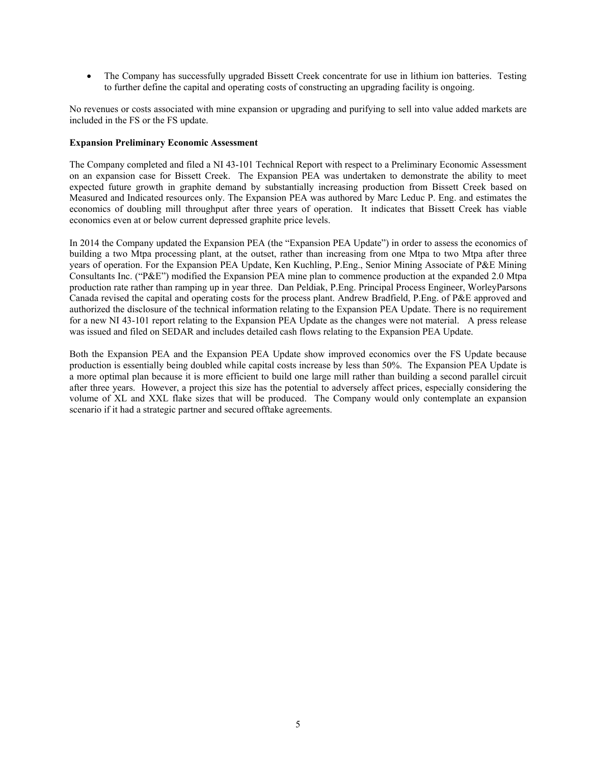- The Company has successfully upgraded Bissett Creek concentrate for use in lithium ion batteries. Testing to further define the capital and operating costs of constructing an upgrading facility is ongoing.

No revenues or costs associated with mine expansion or upgrading and purifying to sell into value added markets are included in the FS or the FS update.

**Expansion Preliminary Economic Assessment**

The Company completed and filed a NI 43-101 Technical Report with respect to a Preliminary Economic Assessment on an expansion case for Bissett Creek. The Expansion PEA was undertaken to demonstrate the ability to meet expected future growth in graphite demand by substantially increasing production from Bissett Creek based on Measured and Indicated resources only. The Expansion PEA was authored by Marc Leduc P. Eng. and estimates the economics of doubling mill throughput after three years of operation. It indicates that Bissett Creek has viable economics even at or below current depressed graphite price levels.

In 2014 the Company updated the Expansion PEA (the "Expansion PEA Update") in order to assess the economics of building a two Mtpa processing plant, at the outset, rather than increasing from one Mtpa to two Mtpa after three years of operation. For the Expansion PEA Update, Ken Kuchling, P.Eng., Senior Mining Associate of P&E Mining Consultants Inc. ("P&E") modified the Expansion PEA mine plan to commence production at the expanded 2.0 Mtpa production rate rather than ramping up in year three. Dan Peldiak, P.Eng. Principal Process Engineer, WorleyParsons Canada revised the capital and operating costs for the process plant. Andrew Bradfield, P.Eng. of P&E approved and authorized the disclosure of the technical information relating to the Expansion PEA Update. There is no requirement for a new NI 43-101 report relating to the Expansion PEA Update as the changes were not material. A press release was issued and filed on SEDAR and includes detailed cash flows relating to the Expansion PEA Update.

Both the Expansion PEA and the Expansion PEA Update show improved economics over the FS Update because production is essentially being doubled while capital costs increase by less than 50%. The Expansion PEA Update is a more optimal plan because it is more efficient to build one large mill rather than building a second parallel circuit after three years. However, a project this size has the potential to adversely affect prices, especially considering the volume of XL and XXL flake sizes that will be produced. The Company would only contemplate an expansion scenario if it had a strategic partner and secured offtake agreements.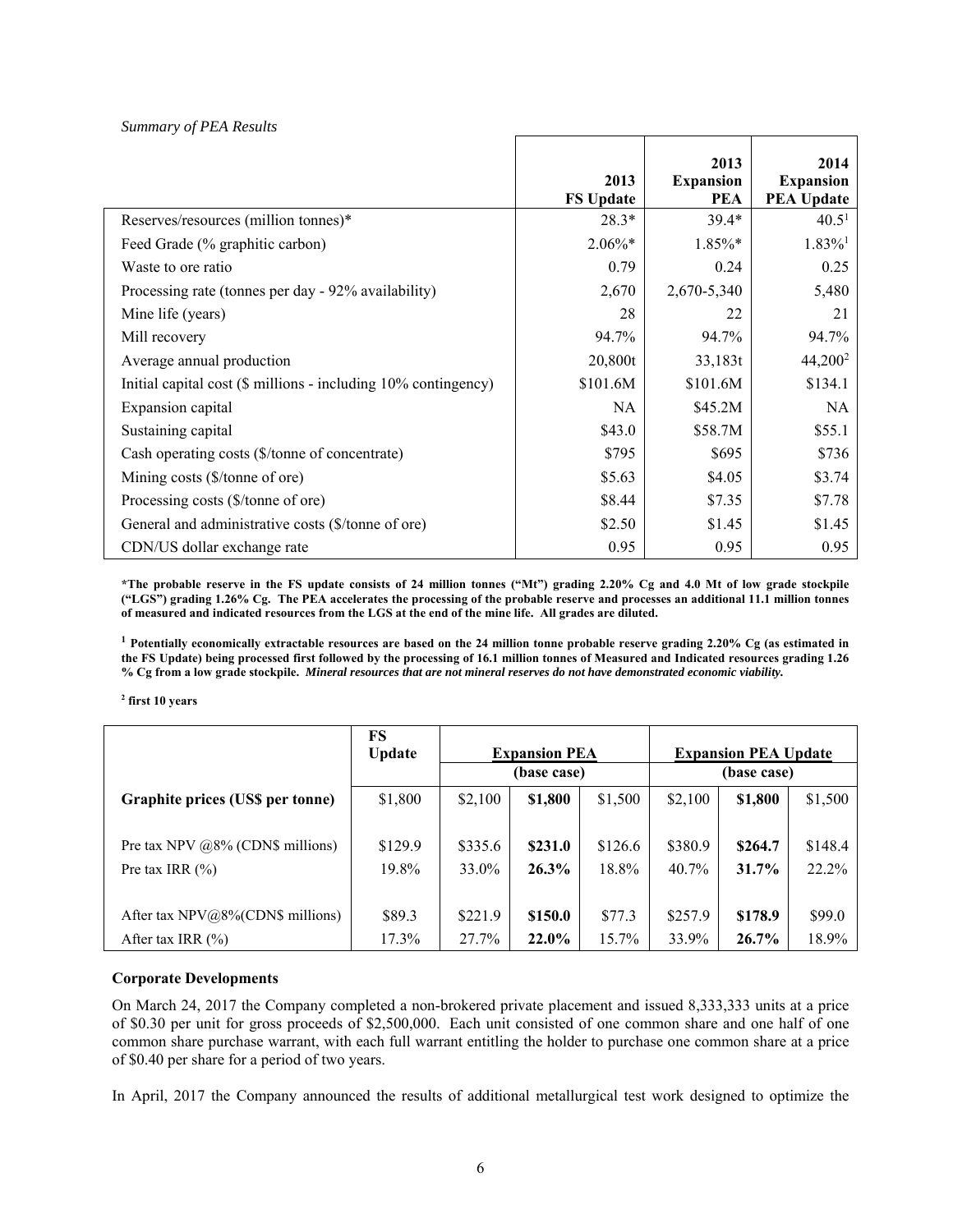*Summary of PEA Results*

| | 2013 FS Update | 2013 Expansion PEA | 2014 Expansion PEA Update |
|---|---|---|---|
| Reserves/resources (million tonnes)* | 28.3* | 39.4* | 40.5[1] |
| Feed Grade (% graphitic carbon) | 2.06%* | 1.85%* | 1.83%[1] |
| Waste to ore ratio | 0.79 | 0.24 | 0.25 |
| Processing rate (tonnes per day - 92% availability) | 2,670 | 2,670-5,340 | 5,480 |
| Mine life (years) | 28 | 22 | 21 |
| Mill recovery | 94.7% | 94.7% | 94.7% |
| Average annual production | 20,800t | 33,183t | 44,200[2] |
| Initial capital cost ($ millions - including 10% contingency) | $101.6M | $101.6M | $134.1 |
| Expansion capital | NA | $45.2M | NA |
| Sustaining capital | $43.0 | $58.7M | $55.1 |
| Cash operating costs ($/tonne of concentrate) | $795 | $695 | $736 |
| Mining costs ($/tonne of ore) | $5.63 | $4.05 | $3.74 |
| Processing costs ($/tonne of ore) | $8.44 | $7.35 | $7.78 |
| General and administrative costs ($/tonne of ore) | $2.50 | $1.45 | $1.45 |
| CDN/US dollar exchange rate | 0.95 | 0.95 | 0.95 |

**\*The probable reserve in the FS update consists of 24 million tonnes ("Mt") grading 2.20% Cg and 4.0 Mt of low grade stockpile ("LGS") grading 1.26% Cg. The PEA accelerates the processing of the probable reserve and processes an additional 11.1 million tonnes of measured and indicated resources from the LGS at the end of the mine life. All grades are diluted.**

**[1] Potentially economically extractable resources are based on the 24 million tonne probable reserve grading 2.20% Cg (as estimated in the FS Update) being processed first followed by the processing of 16.1 million tonnes of Measured and Indicated resources grading 1.26 % Cg from a low grade stockpile. *Mineral resources that are not mineral reserves do not have demonstrated economic viability.***

**[2] first 10 years**

| | FS Update | Expansion PEA (base case) | | | Expansion PEA Update (base case) | | |
|---|---|---|---|---|---|---|---|
| **Graphite prices (US$ per tonne)** | $1,800 | $2,100 | **$1,800** | $1,500 | $2,100 | **$1,800** | $1,500 |
| Pre tax NPV @8% (CDN$ millions) | $129.9 | $335.6 | **$231.0** | $126.6 | $380.9 | **$264.7** | $148.4 |
| Pre tax IRR (%) | 19.8% | 33.0% | **26.3%** | 18.8% | 40.7% | **31.7%** | 22.2% |
| After tax NPV@8%(CDN$ millions) | $89.3 | $221.9 | **$150.0** | $77.3 | $257.9 | **$178.9** | $99.0 |
| After tax IRR (%) | 17.3% | 27.7% | **22.0%** | 15.7% | 33.9% | **26.7%** | 18.9% |

**Corporate Developments**

On March 24, 2017 the Company completed a non-brokered private placement and issued 8,333,333 units at a price of $0.30 per unit for gross proceeds of $2,500,000. Each unit consisted of one common share and one half of one common share purchase warrant, with each full warrant entitling the holder to purchase one common share at a price of $0.40 per share for a period of two years.

In April, 2017 the Company announced the results of additional metallurgical test work designed to optimize the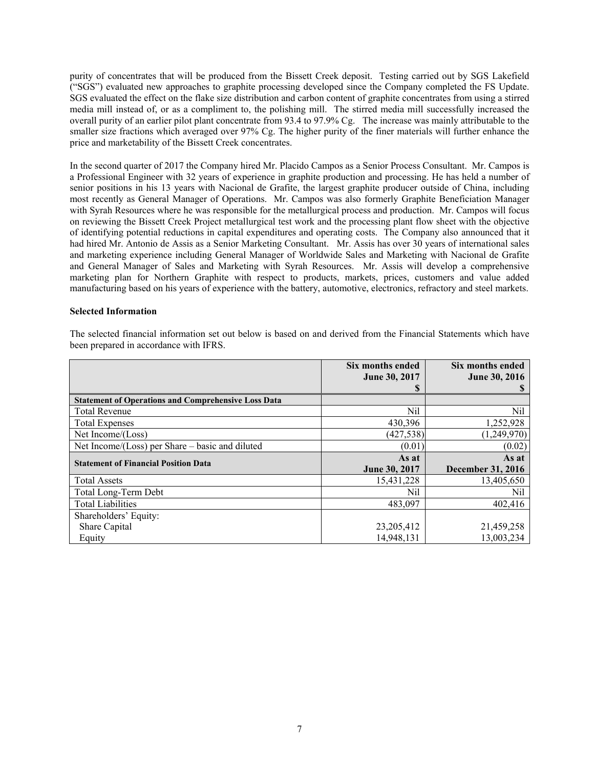purity of concentrates that will be produced from the Bissett Creek deposit. Testing carried out by SGS Lakefield ("SGS") evaluated new approaches to graphite processing developed since the Company completed the FS Update. SGS evaluated the effect on the flake size distribution and carbon content of graphite concentrates from using a stirred media mill instead of, or as a compliment to, the polishing mill. The stirred media mill successfully increased the overall purity of an earlier pilot plant concentrate from 93.4 to 97.9% Cg. The increase was mainly attributable to the smaller size fractions which averaged over 97% Cg. The higher purity of the finer materials will further enhance the price and marketability of the Bissett Creek concentrates.

In the second quarter of 2017 the Company hired Mr. Placido Campos as a Senior Process Consultant. Mr. Campos is a Professional Engineer with 32 years of experience in graphite production and processing. He has held a number of senior positions in his 13 years with Nacional de Grafite, the largest graphite producer outside of China, including most recently as General Manager of Operations. Mr. Campos was also formerly Graphite Beneficiation Manager with Syrah Resources where he was responsible for the metallurgical process and production. Mr. Campos will focus on reviewing the Bissett Creek Project metallurgical test work and the processing plant flow sheet with the objective of identifying potential reductions in capital expenditures and operating costs. The Company also announced that it had hired Mr. Antonio de Assis as a Senior Marketing Consultant. Mr. Assis has over 30 years of international sales and marketing experience including General Manager of Worldwide Sales and Marketing with Nacional de Grafite and General Manager of Sales and Marketing with Syrah Resources. Mr. Assis will develop a comprehensive marketing plan for Northern Graphite with respect to products, markets, prices, customers and value added manufacturing based on his years of experience with the battery, automotive, electronics, refractory and steel markets.

**Selected Information**

The selected financial information set out below is based on and derived from the Financial Statements which have been prepared in accordance with IFRS.

| | Six months ended June 30, 2017 $ | Six months ended June 30, 2016 $ |
|---|---|---|
| **Statement of Operations and Comprehensive Loss Data** | | |
| Total Revenue | Nil | Nil |
| Total Expenses | 430,396 | 1,252,928 |
| Net Income/(Loss) | (427,538) | (1,249,970) |
| Net Income/(Loss) per Share – basic and diluted | (0.01) | (0.02) |
| **Statement of Financial Position Data** | **As at June 30, 2017** | **As at December 31, 2016** |
| Total Assets | 15,431,228 | 13,405,650 |
| Total Long-Term Debt | Nil | Nil |
| Total Liabilities | 483,097 | 402,416 |
| Shareholders' Equity: | | |
| Share Capital | 23,205,412 | 21,459,258 |
| Equity | 14,948,131 | 13,003,234 |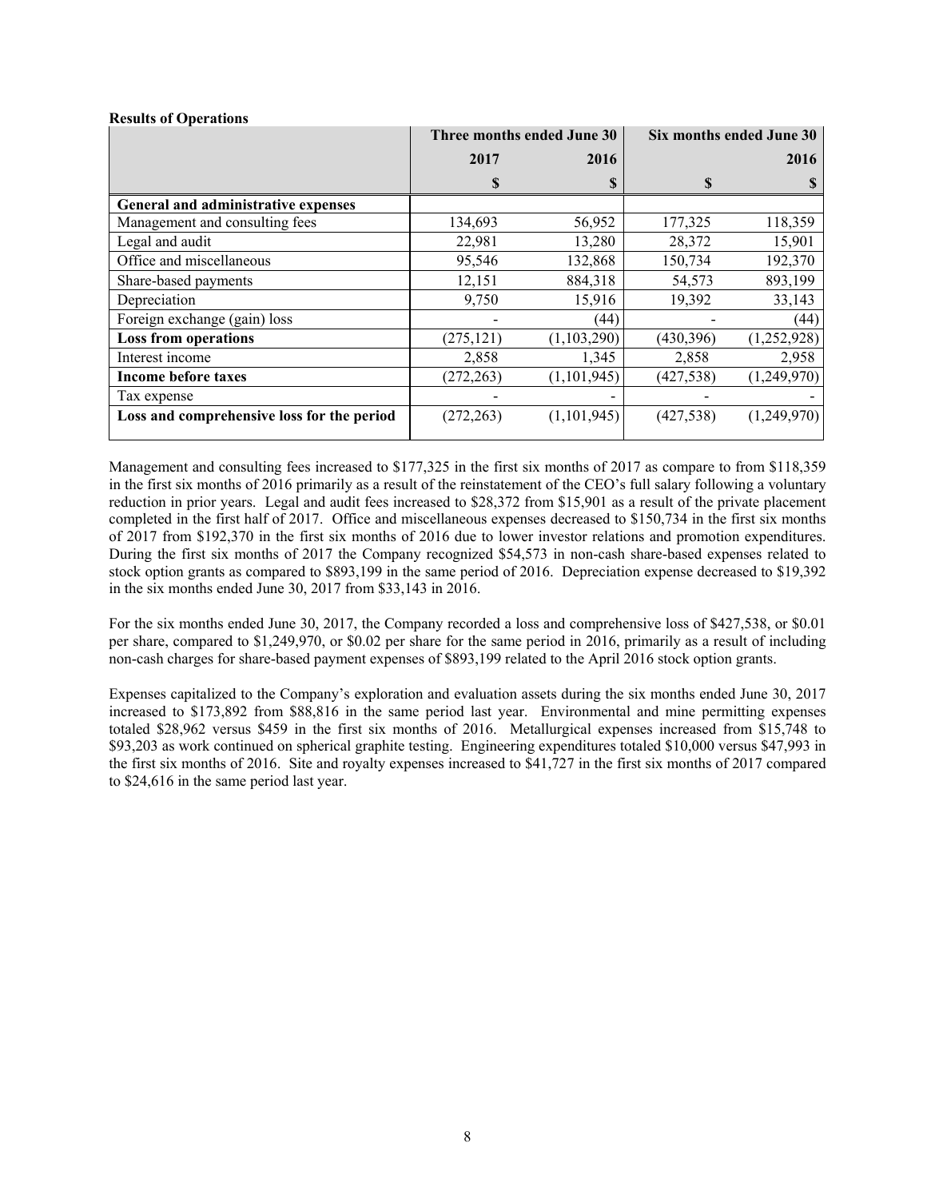**Results of Operations**

| | Three months ended June 30 | | Six months ended June 30 | |
|---|---|---|---|---|
| | 2017 | 2016 | | 2016 |
| | $ | $ | $ | $ |
| **General and administrative expenses** | | | | |
| Management and consulting fees | 134,693 | 56,952 | 177,325 | 118,359 |
| Legal and audit | 22,981 | 13,280 | 28,372 | 15,901 |
| Office and miscellaneous | 95,546 | 132,868 | 150,734 | 192,370 |
| Share-based payments | 12,151 | 884,318 | 54,573 | 893,199 |
| Depreciation | 9,750 | 15,916 | 19,392 | 33,143 |
| Foreign exchange (gain) loss | - | (44) | - | (44) |
| **Loss from operations** | (275,121) | (1,103,290) | (430,396) | (1,252,928) |
| Interest income | 2,858 | 1,345 | 2,858 | 2,958 |
| **Income before taxes** | (272,263) | (1,101,945) | (427,538) | (1,249,970) |
| Tax expense | - | - | - | - |
| **Loss and comprehensive loss for the period** | (272,263) | (1,101,945) | (427,538) | (1,249,970) |

Management and consulting fees increased to $177,325 in the first six months of 2017 as compare to from $118,359 in the first six months of 2016 primarily as a result of the reinstatement of the CEO's full salary following a voluntary reduction in prior years. Legal and audit fees increased to $28,372 from $15,901 as a result of the private placement completed in the first half of 2017. Office and miscellaneous expenses decreased to $150,734 in the first six months of 2017 from $192,370 in the first six months of 2016 due to lower investor relations and promotion expenditures. During the first six months of 2017 the Company recognized $54,573 in non-cash share-based expenses related to stock option grants as compared to $893,199 in the same period of 2016. Depreciation expense decreased to $19,392 in the six months ended June 30, 2017 from $33,143 in 2016.

For the six months ended June 30, 2017, the Company recorded a loss and comprehensive loss of $427,538, or $0.01 per share, compared to $1,249,970, or $0.02 per share for the same period in 2016, primarily as a result of including non-cash charges for share-based payment expenses of $893,199 related to the April 2016 stock option grants.

Expenses capitalized to the Company's exploration and evaluation assets during the six months ended June 30, 2017 increased to $173,892 from $88,816 in the same period last year. Environmental and mine permitting expenses totaled $28,962 versus $459 in the first six months of 2016. Metallurgical expenses increased from $15,748 to $93,203 as work continued on spherical graphite testing. Engineering expenditures totaled $10,000 versus $47,993 in the first six months of 2016. Site and royalty expenses increased to $41,727 in the first six months of 2017 compared to $24,616 in the same period last year.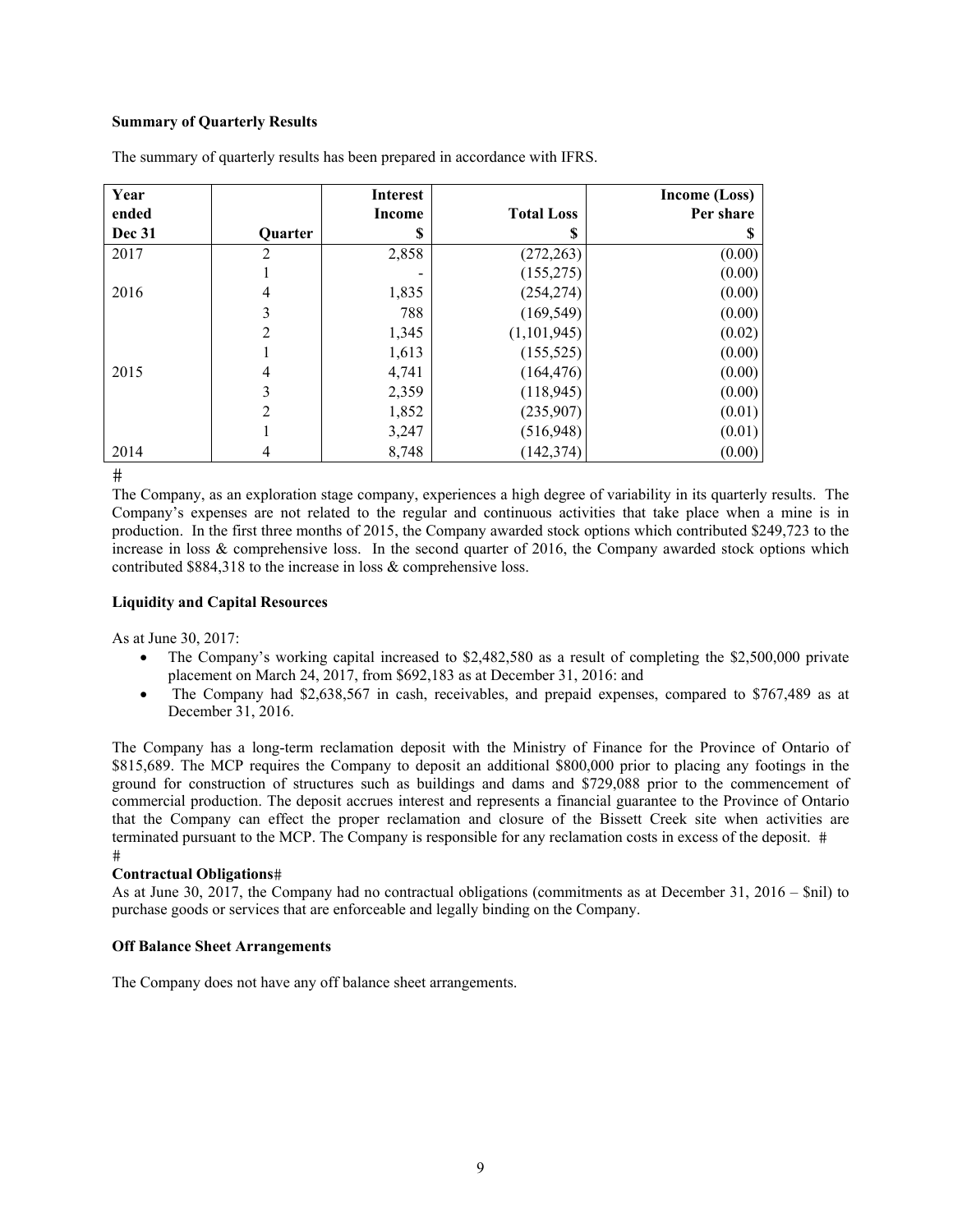**Summary of Quarterly Results**

The summary of quarterly results has been prepared in accordance with IFRS.

| Year ended Dec 31 | Quarter | Interest Income $ | Total Loss $ | Income (Loss) Per share $ |
|---|---|---|---|---|
| 2017 | 2 | 2,858 | (272,263) | (0.00) |
| | 1 | - | (155,275) | (0.00) |
| 2016 | 4 | 1,835 | (254,274) | (0.00) |
| | 3 | 788 | (169,549) | (0.00) |
| | 2 | 1,345 | (1,101,945) | (0.02) |
| | 1 | 1,613 | (155,525) | (0.00) |
| 2015 | 4 | 4,741 | (164,476) | (0.00) |
| | 3 | 2,359 | (118,945) | (0.00) |
| | 2 | 1,852 | (235,907) | (0.01) |
| | 1 | 3,247 | (516,948) | (0.01) |
| 2014 | 4 | 8,748 | (142,374) | (0.00) |

#

The Company, as an exploration stage company, experiences a high degree of variability in its quarterly results. The Company's expenses are not related to the regular and continuous activities that take place when a mine is in production. In the first three months of 2015, the Company awarded stock options which contributed $249,723 to the increase in loss & comprehensive loss. In the second quarter of 2016, the Company awarded stock options which contributed $884,318 to the increase in loss & comprehensive loss.

**Liquidity and Capital Resources**

As at June 30, 2017:

- The Company's working capital increased to $2,482,580 as a result of completing the $2,500,000 private placement on March 24, 2017, from $692,183 as at December 31, 2016: and
- The Company had $2,638,567 in cash, receivables, and prepaid expenses, compared to $767,489 as at December 31, 2016.

The Company has a long-term reclamation deposit with the Ministry of Finance for the Province of Ontario of $815,689. The MCP requires the Company to deposit an additional $800,000 prior to placing any footings in the ground for construction of structures such as buildings and dams and $729,088 prior to the commencement of commercial production. The deposit accrues interest and represents a financial guarantee to the Province of Ontario that the Company can effect the proper reclamation and closure of the Bissett Creek site when activities are terminated pursuant to the MCP. The Company is responsible for any reclamation costs in excess of the deposit. #

#

**Contractual Obligations**#

As at June 30, 2017, the Company had no contractual obligations (commitments as at December 31, 2016 – $nil) to purchase goods or services that are enforceable and legally binding on the Company.

**Off Balance Sheet Arrangements**

The Company does not have any off balance sheet arrangements.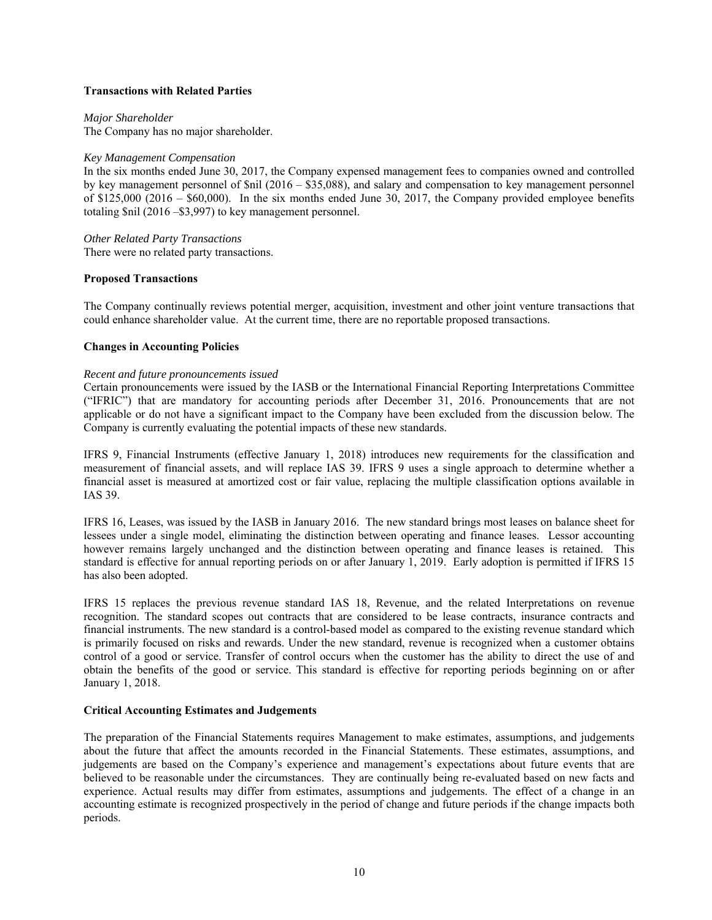## Transactions with Related Parties

*Major Shareholder*
The Company has no major shareholder.

*Key Management Compensation*
In the six months ended June 30, 2017, the Company expensed management fees to companies owned and controlled by key management personnel of $nil (2016 – $35,088), and salary and compensation to key management personnel of $125,000 (2016 – $60,000). In the six months ended June 30, 2017, the Company provided employee benefits totaling $nil (2016 –$3,997) to key management personnel.

*Other Related Party Transactions*
There were no related party transactions.

## Proposed Transactions

The Company continually reviews potential merger, acquisition, investment and other joint venture transactions that could enhance shareholder value. At the current time, there are no reportable proposed transactions.

## Changes in Accounting Policies

*Recent and future pronouncements issued*
Certain pronouncements were issued by the IASB or the International Financial Reporting Interpretations Committee ("IFRIC") that are mandatory for accounting periods after December 31, 2016. Pronouncements that are not applicable or do not have a significant impact to the Company have been excluded from the discussion below. The Company is currently evaluating the potential impacts of these new standards.

IFRS 9, Financial Instruments (effective January 1, 2018) introduces new requirements for the classification and measurement of financial assets, and will replace IAS 39. IFRS 9 uses a single approach to determine whether a financial asset is measured at amortized cost or fair value, replacing the multiple classification options available in IAS 39.

IFRS 16, Leases, was issued by the IASB in January 2016. The new standard brings most leases on balance sheet for lessees under a single model, eliminating the distinction between operating and finance leases. Lessor accounting however remains largely unchanged and the distinction between operating and finance leases is retained. This standard is effective for annual reporting periods on or after January 1, 2019. Early adoption is permitted if IFRS 15 has also been adopted.

IFRS 15 replaces the previous revenue standard IAS 18, Revenue, and the related Interpretations on revenue recognition. The standard scopes out contracts that are considered to be lease contracts, insurance contracts and financial instruments. The new standard is a control-based model as compared to the existing revenue standard which is primarily focused on risks and rewards. Under the new standard, revenue is recognized when a customer obtains control of a good or service. Transfer of control occurs when the customer has the ability to direct the use of and obtain the benefits of the good or service. This standard is effective for reporting periods beginning on or after January 1, 2018.

## Critical Accounting Estimates and Judgements

The preparation of the Financial Statements requires Management to make estimates, assumptions, and judgements about the future that affect the amounts recorded in the Financial Statements. These estimates, assumptions, and judgements are based on the Company's experience and management's expectations about future events that are believed to be reasonable under the circumstances. They are continually being re-evaluated based on new facts and experience. Actual results may differ from estimates, assumptions and judgements. The effect of a change in an accounting estimate is recognized prospectively in the period of change and future periods if the change impacts both periods.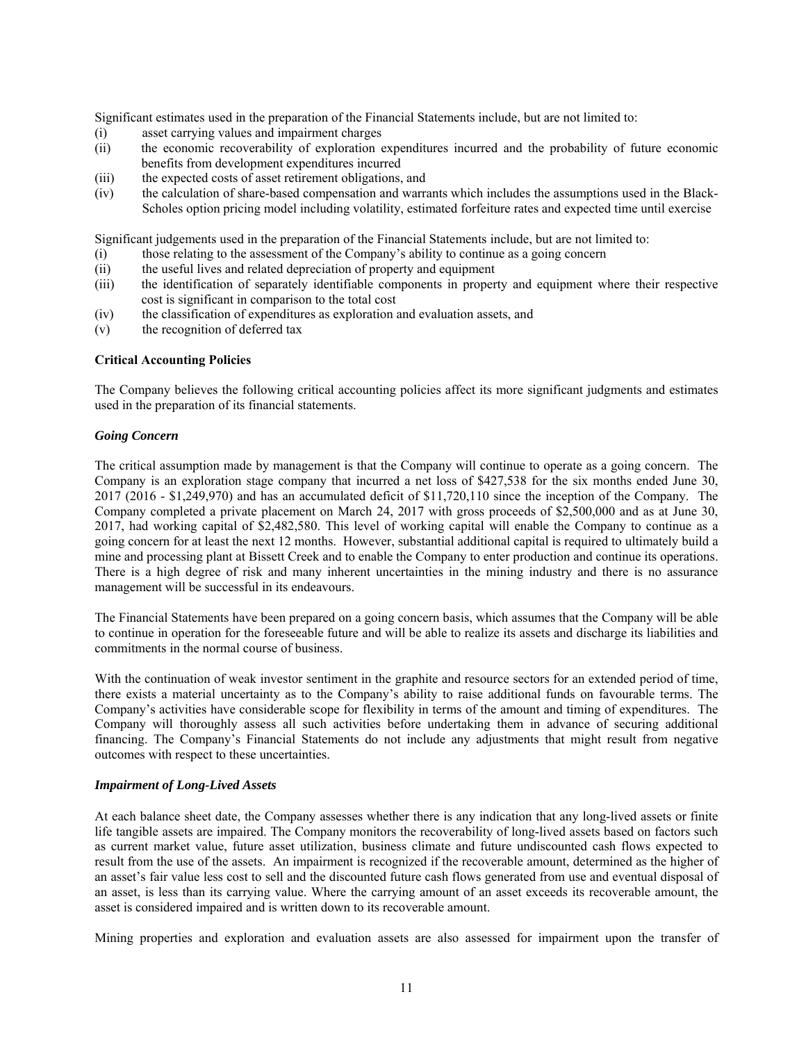Significant estimates used in the preparation of the Financial Statements include, but are not limited to:

(i) asset carrying values and impairment charges
(ii) the economic recoverability of exploration expenditures incurred and the probability of future economic benefits from development expenditures incurred
(iii) the expected costs of asset retirement obligations, and
(iv) the calculation of share-based compensation and warrants which includes the assumptions used in the Black-Scholes option pricing model including volatility, estimated forfeiture rates and expected time until exercise

Significant judgements used in the preparation of the Financial Statements include, but are not limited to:

(i) those relating to the assessment of the Company's ability to continue as a going concern
(ii) the useful lives and related depreciation of property and equipment
(iii) the identification of separately identifiable components in property and equipment where their respective cost is significant in comparison to the total cost
(iv) the classification of expenditures as exploration and evaluation assets, and
(v) the recognition of deferred tax

**Critical Accounting Policies**

The Company believes the following critical accounting policies affect its more significant judgments and estimates used in the preparation of its financial statements.

***Going Concern***

The critical assumption made by management is that the Company will continue to operate as a going concern. The Company is an exploration stage company that incurred a net loss of $427,538 for the six months ended June 30, 2017 (2016 - $1,249,970) and has an accumulated deficit of $11,720,110 since the inception of the Company. The Company completed a private placement on March 24, 2017 with gross proceeds of $2,500,000 and as at June 30, 2017, had working capital of $2,482,580. This level of working capital will enable the Company to continue as a going concern for at least the next 12 months. However, substantial additional capital is required to ultimately build a mine and processing plant at Bissett Creek and to enable the Company to enter production and continue its operations. There is a high degree of risk and many inherent uncertainties in the mining industry and there is no assurance management will be successful in its endeavours.

The Financial Statements have been prepared on a going concern basis, which assumes that the Company will be able to continue in operation for the foreseeable future and will be able to realize its assets and discharge its liabilities and commitments in the normal course of business.

With the continuation of weak investor sentiment in the graphite and resource sectors for an extended period of time, there exists a material uncertainty as to the Company's ability to raise additional funds on favourable terms. The Company's activities have considerable scope for flexibility in terms of the amount and timing of expenditures. The Company will thoroughly assess all such activities before undertaking them in advance of securing additional financing. The Company's Financial Statements do not include any adjustments that might result from negative outcomes with respect to these uncertainties.

***Impairment of Long-Lived Assets***

At each balance sheet date, the Company assesses whether there is any indication that any long-lived assets or finite life tangible assets are impaired. The Company monitors the recoverability of long-lived assets based on factors such as current market value, future asset utilization, business climate and future undiscounted cash flows expected to result from the use of the assets. An impairment is recognized if the recoverable amount, determined as the higher of an asset's fair value less cost to sell and the discounted future cash flows generated from use and eventual disposal of an asset, is less than its carrying value. Where the carrying amount of an asset exceeds its recoverable amount, the asset is considered impaired and is written down to its recoverable amount.

Mining properties and exploration and evaluation assets are also assessed for impairment upon the transfer of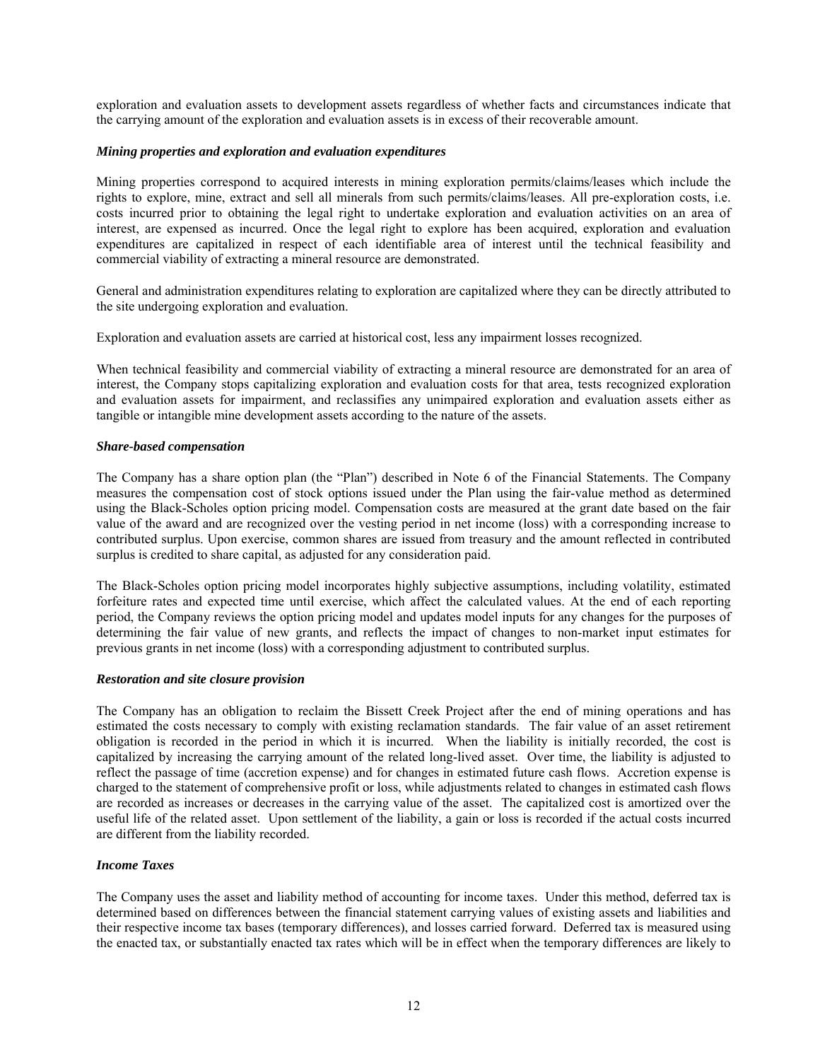exploration and evaluation assets to development assets regardless of whether facts and circumstances indicate that the carrying amount of the exploration and evaluation assets is in excess of their recoverable amount.

### ***Mining properties and exploration and evaluation expenditures***

Mining properties correspond to acquired interests in mining exploration permits/claims/leases which include the rights to explore, mine, extract and sell all minerals from such permits/claims/leases. All pre-exploration costs, i.e. costs incurred prior to obtaining the legal right to undertake exploration and evaluation activities on an area of interest, are expensed as incurred. Once the legal right to explore has been acquired, exploration and evaluation expenditures are capitalized in respect of each identifiable area of interest until the technical feasibility and commercial viability of extracting a mineral resource are demonstrated.

General and administration expenditures relating to exploration are capitalized where they can be directly attributed to the site undergoing exploration and evaluation.

Exploration and evaluation assets are carried at historical cost, less any impairment losses recognized.

When technical feasibility and commercial viability of extracting a mineral resource are demonstrated for an area of interest, the Company stops capitalizing exploration and evaluation costs for that area, tests recognized exploration and evaluation assets for impairment, and reclassifies any unimpaired exploration and evaluation assets either as tangible or intangible mine development assets according to the nature of the assets.

### ***Share-based compensation***

The Company has a share option plan (the "Plan") described in Note 6 of the Financial Statements. The Company measures the compensation cost of stock options issued under the Plan using the fair-value method as determined using the Black-Scholes option pricing model. Compensation costs are measured at the grant date based on the fair value of the award and are recognized over the vesting period in net income (loss) with a corresponding increase to contributed surplus. Upon exercise, common shares are issued from treasury and the amount reflected in contributed surplus is credited to share capital, as adjusted for any consideration paid.

The Black-Scholes option pricing model incorporates highly subjective assumptions, including volatility, estimated forfeiture rates and expected time until exercise, which affect the calculated values. At the end of each reporting period, the Company reviews the option pricing model and updates model inputs for any changes for the purposes of determining the fair value of new grants, and reflects the impact of changes to non-market input estimates for previous grants in net income (loss) with a corresponding adjustment to contributed surplus.

### ***Restoration and site closure provision***

The Company has an obligation to reclaim the Bissett Creek Project after the end of mining operations and has estimated the costs necessary to comply with existing reclamation standards. The fair value of an asset retirement obligation is recorded in the period in which it is incurred. When the liability is initially recorded, the cost is capitalized by increasing the carrying amount of the related long-lived asset. Over time, the liability is adjusted to reflect the passage of time (accretion expense) and for changes in estimated future cash flows. Accretion expense is charged to the statement of comprehensive profit or loss, while adjustments related to changes in estimated cash flows are recorded as increases or decreases in the carrying value of the asset. The capitalized cost is amortized over the useful life of the related asset. Upon settlement of the liability, a gain or loss is recorded if the actual costs incurred are different from the liability recorded.

### ***Income Taxes***

The Company uses the asset and liability method of accounting for income taxes. Under this method, deferred tax is determined based on differences between the financial statement carrying values of existing assets and liabilities and their respective income tax bases (temporary differences), and losses carried forward. Deferred tax is measured using the enacted tax, or substantially enacted tax rates which will be in effect when the temporary differences are likely to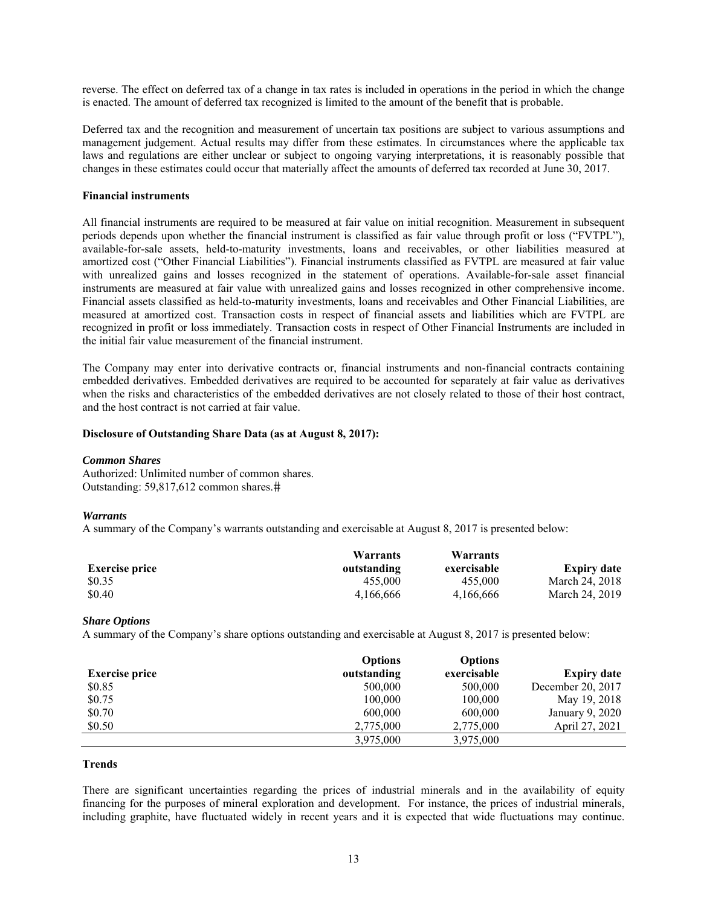reverse. The effect on deferred tax of a change in tax rates is included in operations in the period in which the change is enacted. The amount of deferred tax recognized is limited to the amount of the benefit that is probable.

Deferred tax and the recognition and measurement of uncertain tax positions are subject to various assumptions and management judgement. Actual results may differ from these estimates. In circumstances where the applicable tax laws and regulations are either unclear or subject to ongoing varying interpretations, it is reasonably possible that changes in these estimates could occur that materially affect the amounts of deferred tax recorded at June 30, 2017.

**Financial instruments**

All financial instruments are required to be measured at fair value on initial recognition. Measurement in subsequent periods depends upon whether the financial instrument is classified as fair value through profit or loss ("FVTPL"), available-for-sale assets, held-to-maturity investments, loans and receivables, or other liabilities measured at amortized cost ("Other Financial Liabilities"). Financial instruments classified as FVTPL are measured at fair value with unrealized gains and losses recognized in the statement of operations. Available-for-sale asset financial instruments are measured at fair value with unrealized gains and losses recognized in other comprehensive income. Financial assets classified as held-to-maturity investments, loans and receivables and Other Financial Liabilities, are measured at amortized cost. Transaction costs in respect of financial assets and liabilities which are FVTPL are recognized in profit or loss immediately. Transaction costs in respect of Other Financial Instruments are included in the initial fair value measurement of the financial instrument.

The Company may enter into derivative contracts or, financial instruments and non-financial contracts containing embedded derivatives. Embedded derivatives are required to be accounted for separately at fair value as derivatives when the risks and characteristics of the embedded derivatives are not closely related to those of their host contract, and the host contract is not carried at fair value.

**Disclosure of Outstanding Share Data (as at August 8, 2017):**

***Common Shares***

Authorized: Unlimited number of common shares.
Outstanding: 59,817,612 common shares.#

***Warrants***

A summary of the Company's warrants outstanding and exercisable at August 8, 2017 is presented below:

| Exercise price | Warrants outstanding | Warrants exercisable | Expiry date |
|---|---|---|---|
| \$0.35 | 455,000 | 455,000 | March 24, 2018 |
| \$0.40 | 4,166,666 | 4,166,666 | March 24, 2019 |

***Share Options***

A summary of the Company's share options outstanding and exercisable at August 8, 2017 is presented below:

| Exercise price | Options outstanding | Options exercisable | Expiry date |
|---|---|---|---|
| \$0.85 | 500,000 | 500,000 | December 20, 2017 |
| \$0.75 | 100,000 | 100,000 | May 19, 2018 |
| \$0.70 | 600,000 | 600,000 | January 9, 2020 |
| \$0.50 | 2,775,000 | 2,775,000 | April 27, 2021 |
| | 3,975,000 | 3,975,000 | |

**Trends**

There are significant uncertainties regarding the prices of industrial minerals and in the availability of equity financing for the purposes of mineral exploration and development. For instance, the prices of industrial minerals, including graphite, have fluctuated widely in recent years and it is expected that wide fluctuations may continue.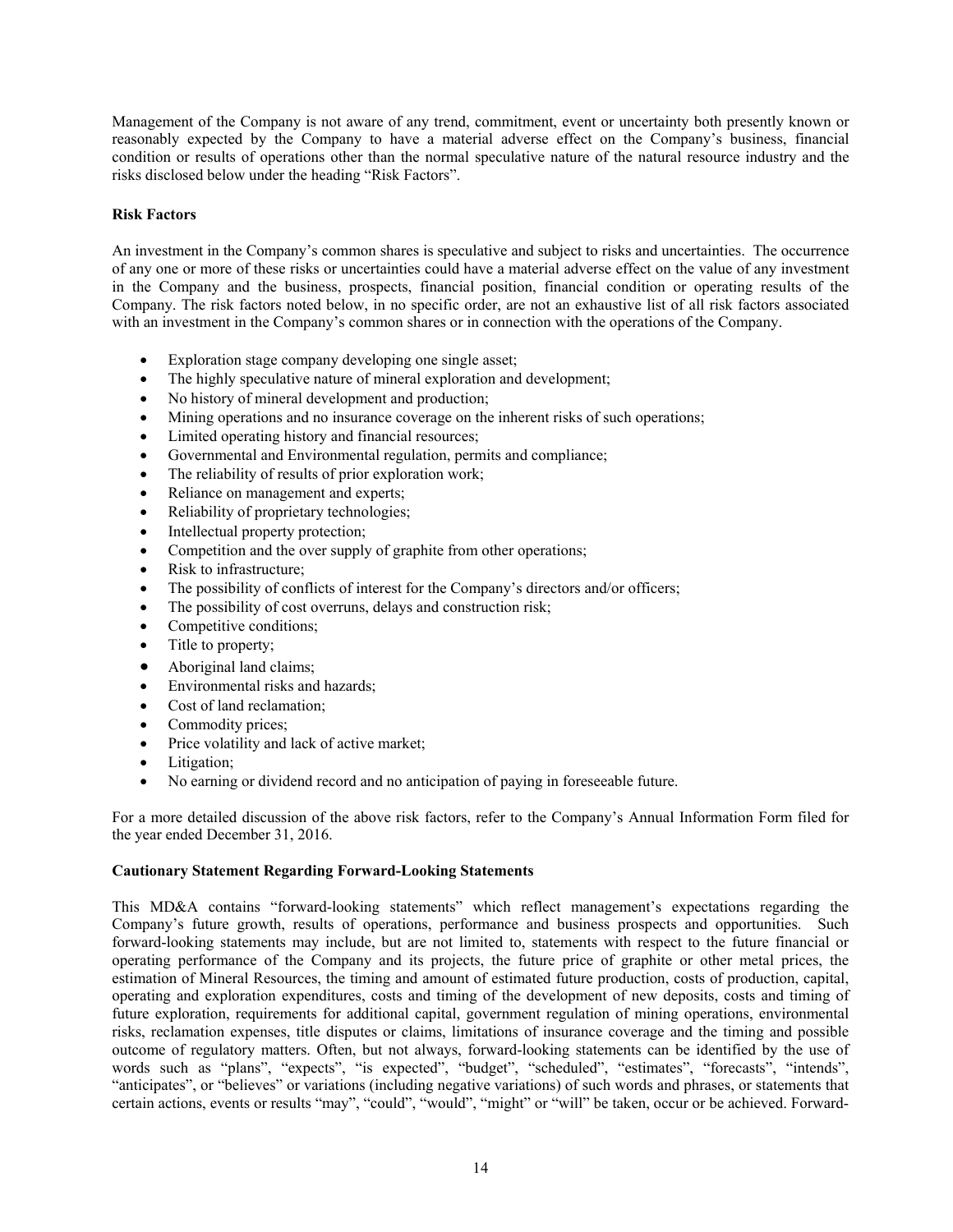Management of the Company is not aware of any trend, commitment, event or uncertainty both presently known or reasonably expected by the Company to have a material adverse effect on the Company's business, financial condition or results of operations other than the normal speculative nature of the natural resource industry and the risks disclosed below under the heading "Risk Factors".

**Risk Factors**

An investment in the Company's common shares is speculative and subject to risks and uncertainties. The occurrence of any one or more of these risks or uncertainties could have a material adverse effect on the value of any investment in the Company and the business, prospects, financial position, financial condition or operating results of the Company. The risk factors noted below, in no specific order, are not an exhaustive list of all risk factors associated with an investment in the Company's common shares or in connection with the operations of the Company.

- Exploration stage company developing one single asset;
- The highly speculative nature of mineral exploration and development;
- No history of mineral development and production;
- Mining operations and no insurance coverage on the inherent risks of such operations;
- Limited operating history and financial resources;
- Governmental and Environmental regulation, permits and compliance;
- The reliability of results of prior exploration work;
- Reliance on management and experts;
- Reliability of proprietary technologies;
- Intellectual property protection;
- Competition and the over supply of graphite from other operations;
- Risk to infrastructure;
- The possibility of conflicts of interest for the Company's directors and/or officers;
- The possibility of cost overruns, delays and construction risk;
- Competitive conditions;
- Title to property;
- Aboriginal land claims;
- Environmental risks and hazards;
- Cost of land reclamation;
- Commodity prices;
- Price volatility and lack of active market;
- Litigation;
- No earning or dividend record and no anticipation of paying in foreseeable future.

For a more detailed discussion of the above risk factors, refer to the Company's Annual Information Form filed for the year ended December 31, 2016.

**Cautionary Statement Regarding Forward-Looking Statements**

This MD&A contains "forward-looking statements" which reflect management's expectations regarding the Company's future growth, results of operations, performance and business prospects and opportunities. Such forward-looking statements may include, but are not limited to, statements with respect to the future financial or operating performance of the Company and its projects, the future price of graphite or other metal prices, the estimation of Mineral Resources, the timing and amount of estimated future production, costs of production, capital, operating and exploration expenditures, costs and timing of the development of new deposits, costs and timing of future exploration, requirements for additional capital, government regulation of mining operations, environmental risks, reclamation expenses, title disputes or claims, limitations of insurance coverage and the timing and possible outcome of regulatory matters. Often, but not always, forward-looking statements can be identified by the use of words such as "plans", "expects", "is expected", "budget", "scheduled", "estimates", "forecasts", "intends", "anticipates", or "believes" or variations (including negative variations) of such words and phrases, or statements that certain actions, events or results "may", "could", "would", "might" or "will" be taken, occur or be achieved. Forward-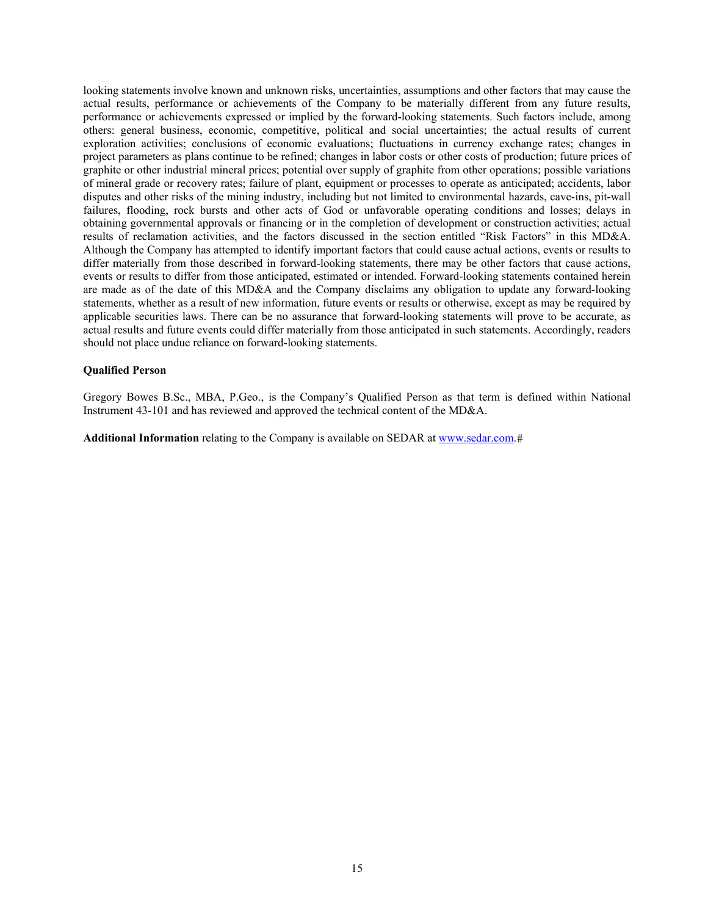looking statements involve known and unknown risks, uncertainties, assumptions and other factors that may cause the actual results, performance or achievements of the Company to be materially different from any future results, performance or achievements expressed or implied by the forward-looking statements. Such factors include, among others: general business, economic, competitive, political and social uncertainties; the actual results of current exploration activities; conclusions of economic evaluations; fluctuations in currency exchange rates; changes in project parameters as plans continue to be refined; changes in labor costs or other costs of production; future prices of graphite or other industrial mineral prices; potential over supply of graphite from other operations; possible variations of mineral grade or recovery rates; failure of plant, equipment or processes to operate as anticipated; accidents, labor disputes and other risks of the mining industry, including but not limited to environmental hazards, cave-ins, pit-wall failures, flooding, rock bursts and other acts of God or unfavorable operating conditions and losses; delays in obtaining governmental approvals or financing or in the completion of development or construction activities; actual results of reclamation activities, and the factors discussed in the section entitled "Risk Factors" in this MD&A. Although the Company has attempted to identify important factors that could cause actual actions, events or results to differ materially from those described in forward-looking statements, there may be other factors that cause actions, events or results to differ from those anticipated, estimated or intended. Forward-looking statements contained herein are made as of the date of this MD&A and the Company disclaims any obligation to update any forward-looking statements, whether as a result of new information, future events or results or otherwise, except as may be required by applicable securities laws. There can be no assurance that forward-looking statements will prove to be accurate, as actual results and future events could differ materially from those anticipated in such statements. Accordingly, readers should not place undue reliance on forward-looking statements.

**Qualified Person**

Gregory Bowes B.Sc., MBA, P.Geo., is the Company's Qualified Person as that term is defined within National Instrument 43-101 and has reviewed and approved the technical content of the MD&A.

**Additional Information** relating to the Company is available on SEDAR at www.sedar.com.